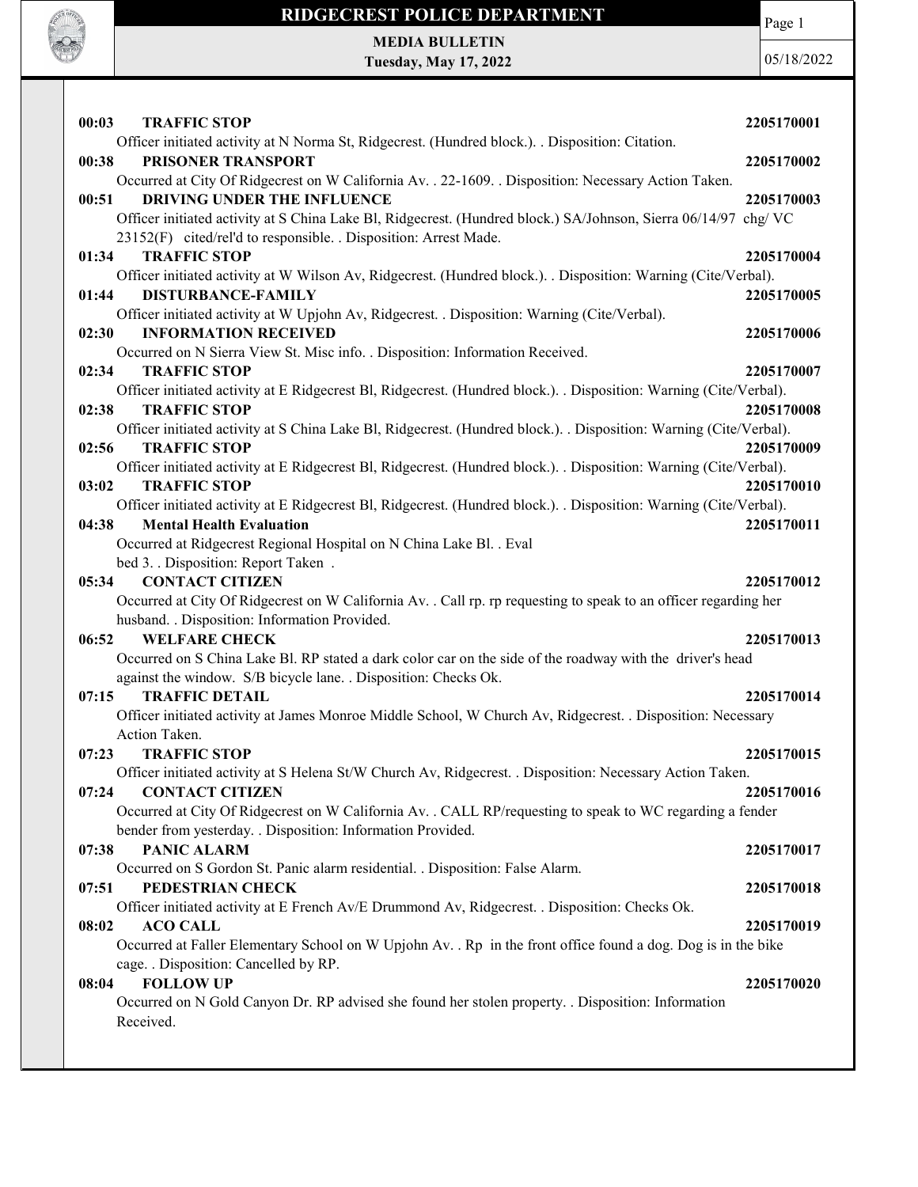# RIDGECREST POLICE DEPARTMENT

**MEDIA BULLETIN**
**Tuesday, May 17, 2022**

05/18/2022

**00:03 TRAFFIC STOP** **2205170001**
Officer initiated activity at N Norma St, Ridgecrest. (Hundred block.). . Disposition: Citation.

**00:38 PRISONER TRANSPORT** **2205170002**
Occurred at City Of Ridgecrest on W California Av. . 22-1609. . Disposition: Necessary Action Taken.

**00:51 DRIVING UNDER THE INFLUENCE** **2205170003**
Officer initiated activity at S China Lake Bl, Ridgecrest. (Hundred block.) SA/Johnson, Sierra 06/14/97 chg/ VC 23152(F) cited/rel'd to responsible. . Disposition: Arrest Made.

**01:34 TRAFFIC STOP** **2205170004**
Officer initiated activity at W Wilson Av, Ridgecrest. (Hundred block.). . Disposition: Warning (Cite/Verbal).

**01:44 DISTURBANCE-FAMILY** **2205170005**
Officer initiated activity at W Upjohn Av, Ridgecrest. . Disposition: Warning (Cite/Verbal).

**02:30 INFORMATION RECEIVED** **2205170006**
Occurred on N Sierra View St. Misc info. . Disposition: Information Received.

**02:34 TRAFFIC STOP** **2205170007**
Officer initiated activity at E Ridgecrest Bl, Ridgecrest. (Hundred block.). . Disposition: Warning (Cite/Verbal).

**02:38 TRAFFIC STOP** **2205170008**
Officer initiated activity at S China Lake Bl, Ridgecrest. (Hundred block.). . Disposition: Warning (Cite/Verbal).

**02:56 TRAFFIC STOP** **2205170009**
Officer initiated activity at E Ridgecrest Bl, Ridgecrest. (Hundred block.). . Disposition: Warning (Cite/Verbal).

**03:02 TRAFFIC STOP** **2205170010**
Officer initiated activity at E Ridgecrest Bl, Ridgecrest. (Hundred block.). . Disposition: Warning (Cite/Verbal).

**04:38 Mental Health Evaluation** **2205170011**
Occurred at Ridgecrest Regional Hospital on N China Lake Bl. . Eval bed 3. . Disposition: Report Taken .

**05:34 CONTACT CITIZEN** **2205170012**
Occurred at City Of Ridgecrest on W California Av. . Call rp. rp requesting to speak to an officer regarding her husband. . Disposition: Information Provided.

**06:52 WELFARE CHECK** **2205170013**
Occurred on S China Lake Bl. RP stated a dark color car on the side of the roadway with the driver's head against the window. S/B bicycle lane. . Disposition: Checks Ok.

**07:15 TRAFFIC DETAIL** **2205170014**
Officer initiated activity at James Monroe Middle School, W Church Av, Ridgecrest. . Disposition: Necessary Action Taken.

**07:23 TRAFFIC STOP** **2205170015**
Officer initiated activity at S Helena St/W Church Av, Ridgecrest. . Disposition: Necessary Action Taken.

**07:24 CONTACT CITIZEN** **2205170016**
Occurred at City Of Ridgecrest on W California Av. . CALL RP/requesting to speak to WC regarding a fender bender from yesterday. . Disposition: Information Provided.

**07:38 PANIC ALARM** **2205170017**
Occurred on S Gordon St. Panic alarm residential. . Disposition: False Alarm.

**07:51 PEDESTRIAN CHECK** **2205170018**
Officer initiated activity at E French Av/E Drummond Av, Ridgecrest. . Disposition: Checks Ok.

**08:02 ACO CALL** **2205170019**
Occurred at Faller Elementary School on W Upjohn Av. . Rp in the front office found a dog. Dog is in the bike cage. . Disposition: Cancelled by RP.

**08:04 FOLLOW UP** **2205170020**
Occurred on N Gold Canyon Dr. RP advised she found her stolen property. . Disposition: Information Received.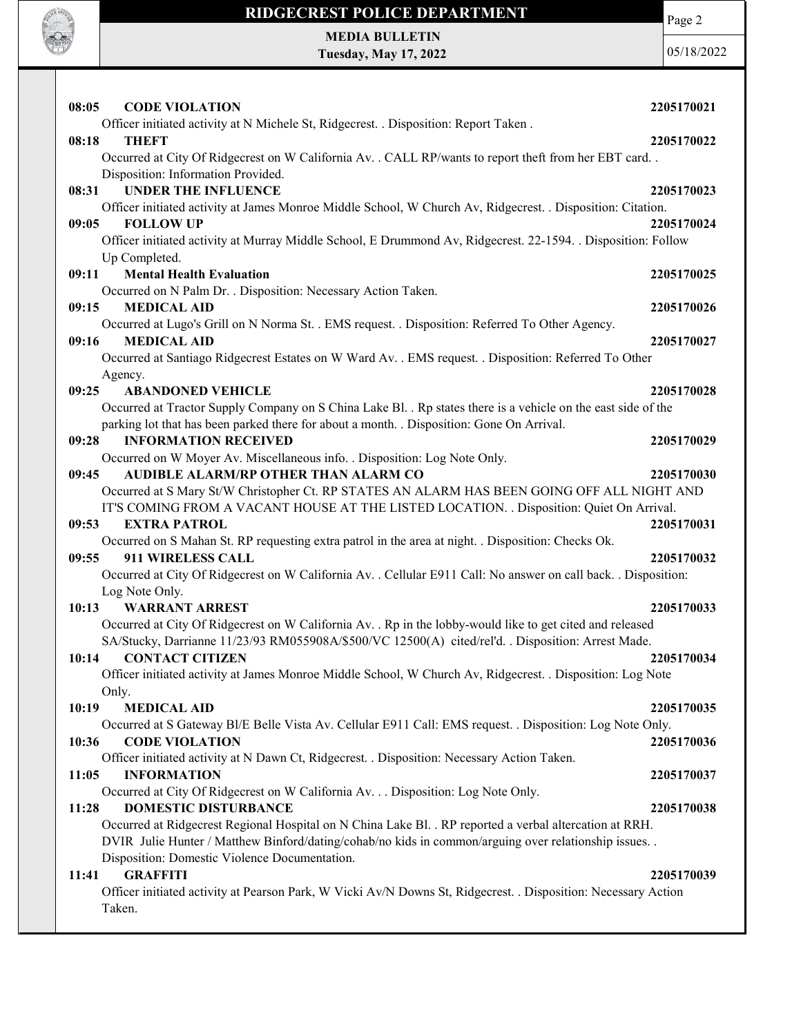**08:05 CODE VIOLATION 2205170021**

Officer initiated activity at N Michele St, Ridgecrest. . Disposition: Report Taken .

**08:18 THEFT 2205170022**

Occurred at City Of Ridgecrest on W California Av. . CALL RP/wants to report theft from her EBT card. . Disposition: Information Provided.

**08:31 UNDER THE INFLUENCE 2205170023**

Officer initiated activity at James Monroe Middle School, W Church Av, Ridgecrest. . Disposition: Citation.

**09:05 FOLLOW UP 2205170024**

Officer initiated activity at Murray Middle School, E Drummond Av, Ridgecrest. 22-1594. . Disposition: Follow Up Completed.

**09:11 Mental Health Evaluation 2205170025**

Occurred on N Palm Dr. . Disposition: Necessary Action Taken.

**09:15 MEDICAL AID 2205170026**

Occurred at Lugo's Grill on N Norma St. . EMS request. . Disposition: Referred To Other Agency.

**09:16 MEDICAL AID 2205170027**

Occurred at Santiago Ridgecrest Estates on W Ward Av. . EMS request. . Disposition: Referred To Other Agency.

**09:25 ABANDONED VEHICLE 2205170028**

Occurred at Tractor Supply Company on S China Lake Bl. . Rp states there is a vehicle on the east side of the parking lot that has been parked there for about a month. . Disposition: Gone On Arrival.

**09:28 INFORMATION RECEIVED 2205170029**

Occurred on W Moyer Av. Miscellaneous info. . Disposition: Log Note Only.

**09:45 AUDIBLE ALARM/RP OTHER THAN ALARM CO 2205170030**

Occurred at S Mary St/W Christopher Ct. RP STATES AN ALARM HAS BEEN GOING OFF ALL NIGHT AND IT'S COMING FROM A VACANT HOUSE AT THE LISTED LOCATION. . Disposition: Quiet On Arrival.

**09:53 EXTRA PATROL 2205170031**

Occurred on S Mahan St. RP requesting extra patrol in the area at night. . Disposition: Checks Ok.

**09:55 911 WIRELESS CALL 2205170032**

Occurred at City Of Ridgecrest on W California Av. . Cellular E911 Call: No answer on call back. . Disposition: Log Note Only.

**10:13 WARRANT ARREST 2205170033**

Occurred at City Of Ridgecrest on W California Av. . Rp in the lobby-would like to get cited and released SA/Stucky, Darrianne 11/23/93 RM055908A/$500/VC 12500(A) cited/rel'd. . Disposition: Arrest Made.

**10:14 CONTACT CITIZEN 2205170034**

Officer initiated activity at James Monroe Middle School, W Church Av, Ridgecrest. . Disposition: Log Note Only.

**10:19 MEDICAL AID 2205170035**

Occurred at S Gateway Bl/E Belle Vista Av. Cellular E911 Call: EMS request. . Disposition: Log Note Only.

**10:36 CODE VIOLATION 2205170036**

Officer initiated activity at N Dawn Ct, Ridgecrest. . Disposition: Necessary Action Taken.

**11:05 INFORMATION 2205170037**

Occurred at City Of Ridgecrest on W California Av. . . Disposition: Log Note Only.

**11:28 DOMESTIC DISTURBANCE 2205170038**

Occurred at Ridgecrest Regional Hospital on N China Lake Bl. . RP reported a verbal altercation at RRH. DVIR Julie Hunter / Matthew Binford/dating/cohab/no kids in common/arguing over relationship issues. . Disposition: Domestic Violence Documentation.

**11:41 GRAFFITI 2205170039**

Officer initiated activity at Pearson Park, W Vicki Av/N Downs St, Ridgecrest. . Disposition: Necessary Action Taken.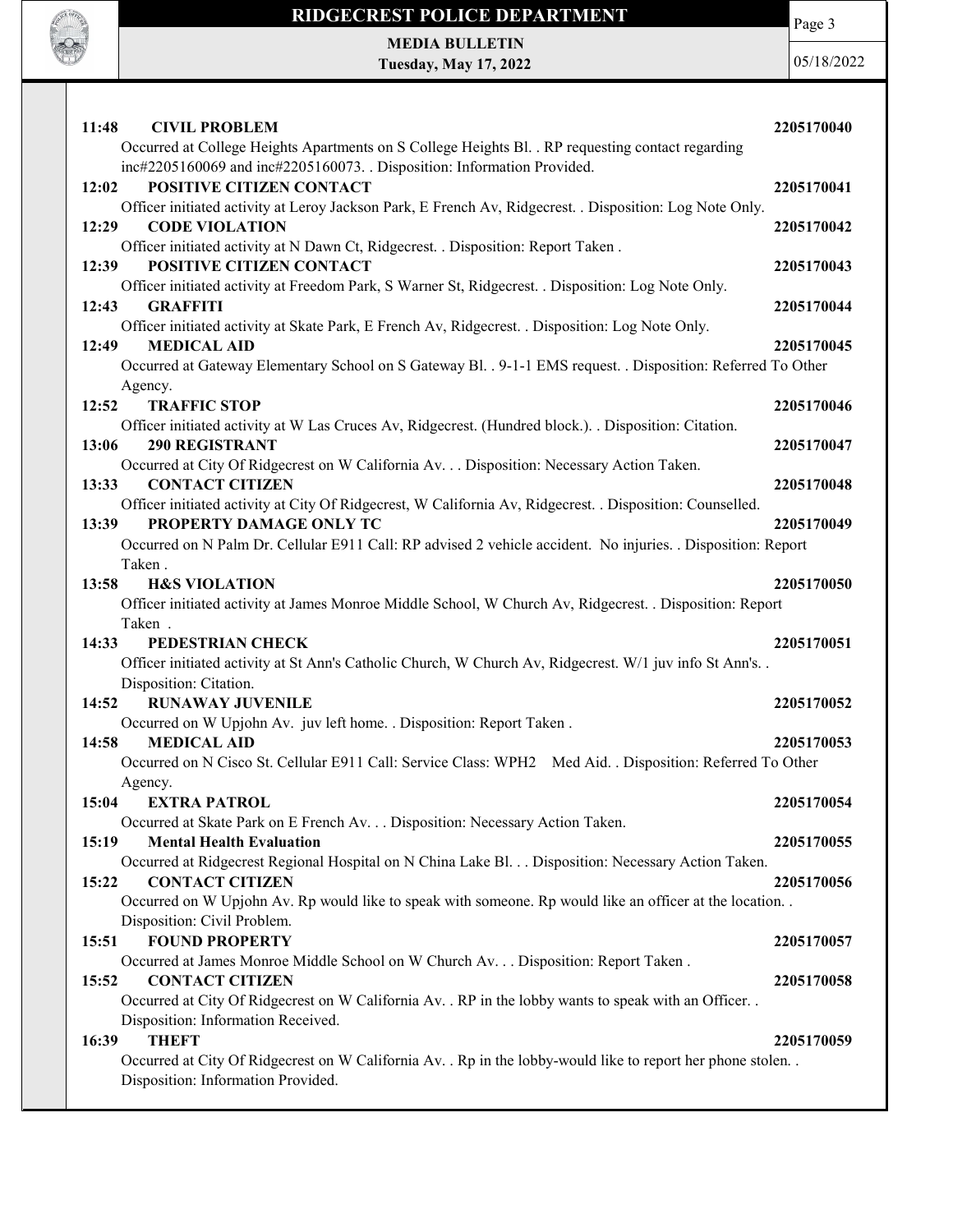**11:48 CIVIL PROBLEM** **2205170040**
Occurred at College Heights Apartments on S College Heights Bl. . RP requesting contact regarding inc#2205160069 and inc#2205160073. . Disposition: Information Provided.

**12:02 POSITIVE CITIZEN CONTACT** **2205170041**
Officer initiated activity at Leroy Jackson Park, E French Av, Ridgecrest. . Disposition: Log Note Only.

**12:29 CODE VIOLATION** **2205170042**
Officer initiated activity at N Dawn Ct, Ridgecrest. . Disposition: Report Taken .

**12:39 POSITIVE CITIZEN CONTACT** **2205170043**
Officer initiated activity at Freedom Park, S Warner St, Ridgecrest. . Disposition: Log Note Only.

**12:43 GRAFFITI** **2205170044**
Officer initiated activity at Skate Park, E French Av, Ridgecrest. . Disposition: Log Note Only.

**12:49 MEDICAL AID** **2205170045**
Occurred at Gateway Elementary School on S Gateway Bl. . 9-1-1 EMS request. . Disposition: Referred To Other Agency.

**12:52 TRAFFIC STOP** **2205170046**
Officer initiated activity at W Las Cruces Av, Ridgecrest. (Hundred block.). . Disposition: Citation.

**13:06 290 REGISTRANT** **2205170047**
Occurred at City Of Ridgecrest on W California Av. . . Disposition: Necessary Action Taken.

**13:33 CONTACT CITIZEN** **2205170048**
Officer initiated activity at City Of Ridgecrest, W California Av, Ridgecrest. . Disposition: Counselled.

**13:39 PROPERTY DAMAGE ONLY TC** **2205170049**
Occurred on N Palm Dr. Cellular E911 Call: RP advised 2 vehicle accident. No injuries. . Disposition: Report Taken .

**13:58 H&S VIOLATION** **2205170050**
Officer initiated activity at James Monroe Middle School, W Church Av, Ridgecrest. . Disposition: Report Taken .

**14:33 PEDESTRIAN CHECK** **2205170051**
Officer initiated activity at St Ann's Catholic Church, W Church Av, Ridgecrest. W/1 juv info St Ann's. . Disposition: Citation.

**14:52 RUNAWAY JUVENILE** **2205170052**
Occurred on W Upjohn Av. juv left home. . Disposition: Report Taken .

**14:58 MEDICAL AID** **2205170053**
Occurred on N Cisco St. Cellular E911 Call: Service Class: WPH2 Med Aid. . Disposition: Referred To Other Agency.

**15:04 EXTRA PATROL** **2205170054**
Occurred at Skate Park on E French Av. . . Disposition: Necessary Action Taken.

**15:19 Mental Health Evaluation** **2205170055**
Occurred at Ridgecrest Regional Hospital on N China Lake Bl. . . Disposition: Necessary Action Taken.

**15:22 CONTACT CITIZEN** **2205170056**
Occurred on W Upjohn Av. Rp would like to speak with someone. Rp would like an officer at the location. . Disposition: Civil Problem.

**15:51 FOUND PROPERTY** **2205170057**
Occurred at James Monroe Middle School on W Church Av. . . Disposition: Report Taken .

**15:52 CONTACT CITIZEN** **2205170058**
Occurred at City Of Ridgecrest on W California Av. . RP in the lobby wants to speak with an Officer. . Disposition: Information Received.

**16:39 THEFT** **2205170059**
Occurred at City Of Ridgecrest on W California Av. . Rp in the lobby-would like to report her phone stolen. . Disposition: Information Provided.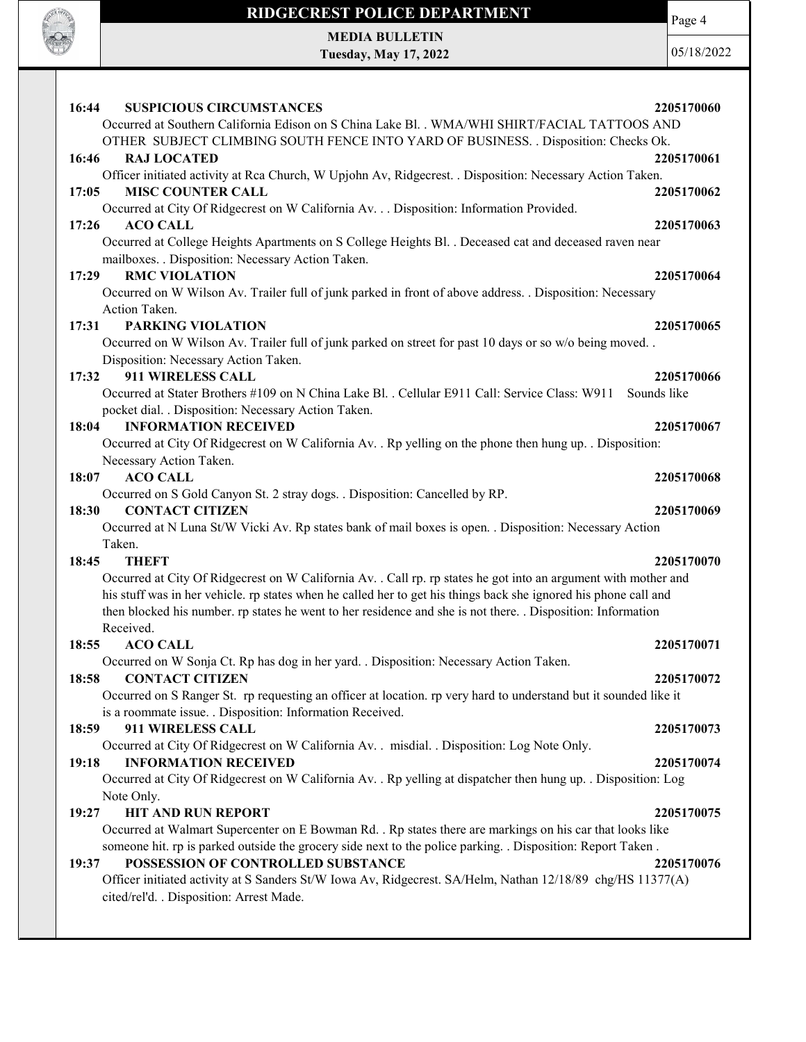**16:44 SUSPICIOUS CIRCUMSTANCES 2205170060**

Occurred at Southern California Edison on S China Lake Bl. . WMA/WHI SHIRT/FACIAL TATTOOS AND OTHER SUBJECT CLIMBING SOUTH FENCE INTO YARD OF BUSINESS. . Disposition: Checks Ok.

**16:46 RAJ LOCATED 2205170061**

Officer initiated activity at Rca Church, W Upjohn Av, Ridgecrest. . Disposition: Necessary Action Taken.

**17:05 MISC COUNTER CALL 2205170062**

Occurred at City Of Ridgecrest on W California Av. . . Disposition: Information Provided.

**17:26 ACO CALL 2205170063**

Occurred at College Heights Apartments on S College Heights Bl. . Deceased cat and deceased raven near mailboxes. . Disposition: Necessary Action Taken.

**17:29 RMC VIOLATION 2205170064**

Occurred on W Wilson Av. Trailer full of junk parked in front of above address. . Disposition: Necessary Action Taken.

**17:31 PARKING VIOLATION 2205170065**

Occurred on W Wilson Av. Trailer full of junk parked on street for past 10 days or so w/o being moved. . Disposition: Necessary Action Taken.

**17:32 911 WIRELESS CALL 2205170066**

Occurred at Stater Brothers #109 on N China Lake Bl. . Cellular E911 Call: Service Class: W911 Sounds like pocket dial. . Disposition: Necessary Action Taken.

**18:04 INFORMATION RECEIVED 2205170067**

Occurred at City Of Ridgecrest on W California Av. . Rp yelling on the phone then hung up. . Disposition: Necessary Action Taken.

**18:07 ACO CALL 2205170068**

Occurred on S Gold Canyon St. 2 stray dogs. . Disposition: Cancelled by RP.

**18:30 CONTACT CITIZEN 2205170069**

Occurred at N Luna St/W Vicki Av. Rp states bank of mail boxes is open. . Disposition: Necessary Action Taken.

**18:45 THEFT 2205170070**

Occurred at City Of Ridgecrest on W California Av. . Call rp. rp states he got into an argument with mother and his stuff was in her vehicle. rp states when he called her to get his things back she ignored his phone call and then blocked his number. rp states he went to her residence and she is not there. . Disposition: Information Received.

**18:55 ACO CALL 2205170071**

Occurred on W Sonja Ct. Rp has dog in her yard. . Disposition: Necessary Action Taken.

**18:58 CONTACT CITIZEN 2205170072**

Occurred on S Ranger St. rp requesting an officer at location. rp very hard to understand but it sounded like it is a roommate issue. . Disposition: Information Received.

**18:59 911 WIRELESS CALL 2205170073**

Occurred at City Of Ridgecrest on W California Av. . misdial. . Disposition: Log Note Only.

**19:18 INFORMATION RECEIVED 2205170074**

Occurred at City Of Ridgecrest on W California Av. . Rp yelling at dispatcher then hung up. . Disposition: Log Note Only.

**19:27 HIT AND RUN REPORT 2205170075**

Occurred at Walmart Supercenter on E Bowman Rd. . Rp states there are markings on his car that looks like someone hit. rp is parked outside the grocery side next to the police parking. . Disposition: Report Taken .

**19:37 POSSESSION OF CONTROLLED SUBSTANCE 2205170076**

Officer initiated activity at S Sanders St/W Iowa Av, Ridgecrest. SA/Helm, Nathan 12/18/89 chg/HS 11377(A) cited/rel'd. . Disposition: Arrest Made.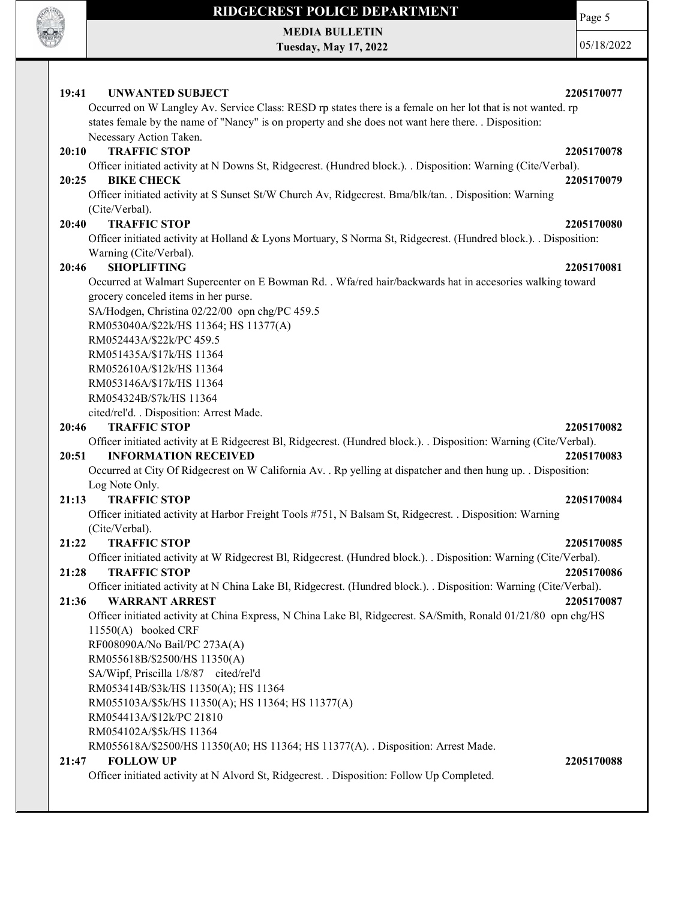**19:41 UNWANTED SUBJECT 2205170077**

Occurred on W Langley Av. Service Class: RESD rp states there is a female on her lot that is not wanted. rp states female by the name of "Nancy" is on property and she does not want here there. . Disposition: Necessary Action Taken.

**20:10 TRAFFIC STOP 2205170078**

Officer initiated activity at N Downs St, Ridgecrest. (Hundred block.). . Disposition: Warning (Cite/Verbal).

**20:25 BIKE CHECK 2205170079**

Officer initiated activity at S Sunset St/W Church Av, Ridgecrest. Bma/blk/tan. . Disposition: Warning (Cite/Verbal).

**20:40 TRAFFIC STOP 2205170080**

Officer initiated activity at Holland & Lyons Mortuary, S Norma St, Ridgecrest. (Hundred block.). . Disposition: Warning (Cite/Verbal).

**20:46 SHOPLIFTING 2205170081**

Occurred at Walmart Supercenter on E Bowman Rd. . Wfa/red hair/backwards hat in accesories walking toward grocery conceled items in her purse.
SA/Hodgen, Christina 02/22/00 opn chg/PC 459.5
RM053040A/$22k/HS 11364; HS 11377(A)
RM052443A/$22k/PC 459.5
RM051435A/$17k/HS 11364
RM052610A/$12k/HS 11364
RM053146A/$17k/HS 11364
RM054324B/$7k/HS 11364
cited/rel'd. . Disposition: Arrest Made.

**20:46 TRAFFIC STOP 2205170082**

Officer initiated activity at E Ridgecrest Bl, Ridgecrest. (Hundred block.). . Disposition: Warning (Cite/Verbal).

**20:51 INFORMATION RECEIVED 2205170083**

Occurred at City Of Ridgecrest on W California Av. . Rp yelling at dispatcher and then hung up. . Disposition: Log Note Only.

**21:13 TRAFFIC STOP 2205170084**

Officer initiated activity at Harbor Freight Tools #751, N Balsam St, Ridgecrest. . Disposition: Warning (Cite/Verbal).

**21:22 TRAFFIC STOP 2205170085**

Officer initiated activity at W Ridgecrest Bl, Ridgecrest. (Hundred block.). . Disposition: Warning (Cite/Verbal).

**21:28 TRAFFIC STOP 2205170086**

Officer initiated activity at N China Lake Bl, Ridgecrest. (Hundred block.). . Disposition: Warning (Cite/Verbal).

**21:36 WARRANT ARREST 2205170087**

Officer initiated activity at China Express, N China Lake Bl, Ridgecrest. SA/Smith, Ronald 01/21/80 opn chg/HS 11550(A) booked CRF
RF008090A/No Bail/PC 273A(A)
RM055618B/$2500/HS 11350(A)
SA/Wipf, Priscilla 1/8/87 cited/rel'd
RM053414B/$3k/HS 11350(A); HS 11364
RM055103A/$5k/HS 11350(A); HS 11364; HS 11377(A)
RM054413A/$12k/PC 21810
RM054102A/$5k/HS 11364
RM055618A/$2500/HS 11350(A0; HS 11364; HS 11377(A). . Disposition: Arrest Made.

**21:47 FOLLOW UP 2205170088**

Officer initiated activity at N Alvord St, Ridgecrest. . Disposition: Follow Up Completed.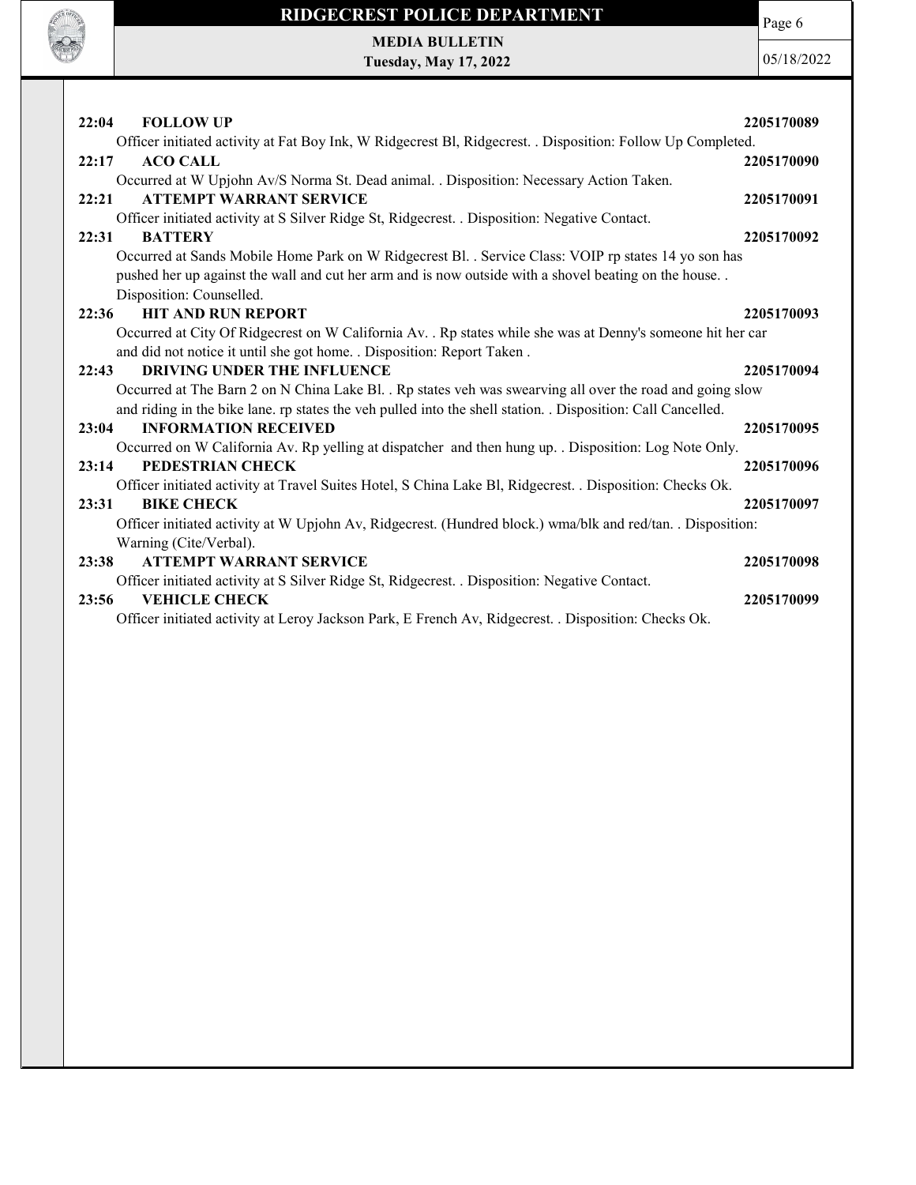**22:04 FOLLOW UP** **2205170089**

Officer initiated activity at Fat Boy Ink, W Ridgecrest Bl, Ridgecrest. . Disposition: Follow Up Completed.

**22:17 ACO CALL** **2205170090**

Occurred at W Upjohn Av/S Norma St. Dead animal. . Disposition: Necessary Action Taken.

**22:21 ATTEMPT WARRANT SERVICE** **2205170091**

Officer initiated activity at S Silver Ridge St, Ridgecrest. . Disposition: Negative Contact.

**22:31 BATTERY** **2205170092**

Occurred at Sands Mobile Home Park on W Ridgecrest Bl. . Service Class: VOIP rp states 14 yo son has pushed her up against the wall and cut her arm and is now outside with a shovel beating on the house. . Disposition: Counselled.

**22:36 HIT AND RUN REPORT** **2205170093**

Occurred at City Of Ridgecrest on W California Av. . Rp states while she was at Denny's someone hit her car and did not notice it until she got home. . Disposition: Report Taken .

**22:43 DRIVING UNDER THE INFLUENCE** **2205170094**

Occurred at The Barn 2 on N China Lake Bl. . Rp states veh was swearving all over the road and going slow and riding in the bike lane. rp states the veh pulled into the shell station. . Disposition: Call Cancelled.

**23:04 INFORMATION RECEIVED** **2205170095**

Occurred on W California Av. Rp yelling at dispatcher and then hung up. . Disposition: Log Note Only.

**23:14 PEDESTRIAN CHECK** **2205170096**

Officer initiated activity at Travel Suites Hotel, S China Lake Bl, Ridgecrest. . Disposition: Checks Ok.

**23:31 BIKE CHECK** **2205170097**

Officer initiated activity at W Upjohn Av, Ridgecrest. (Hundred block.) wma/blk and red/tan. . Disposition: Warning (Cite/Verbal).

**23:38 ATTEMPT WARRANT SERVICE** **2205170098**

Officer initiated activity at S Silver Ridge St, Ridgecrest. . Disposition: Negative Contact.

**23:56 VEHICLE CHECK** **2205170099**

Officer initiated activity at Leroy Jackson Park, E French Av, Ridgecrest. . Disposition: Checks Ok.